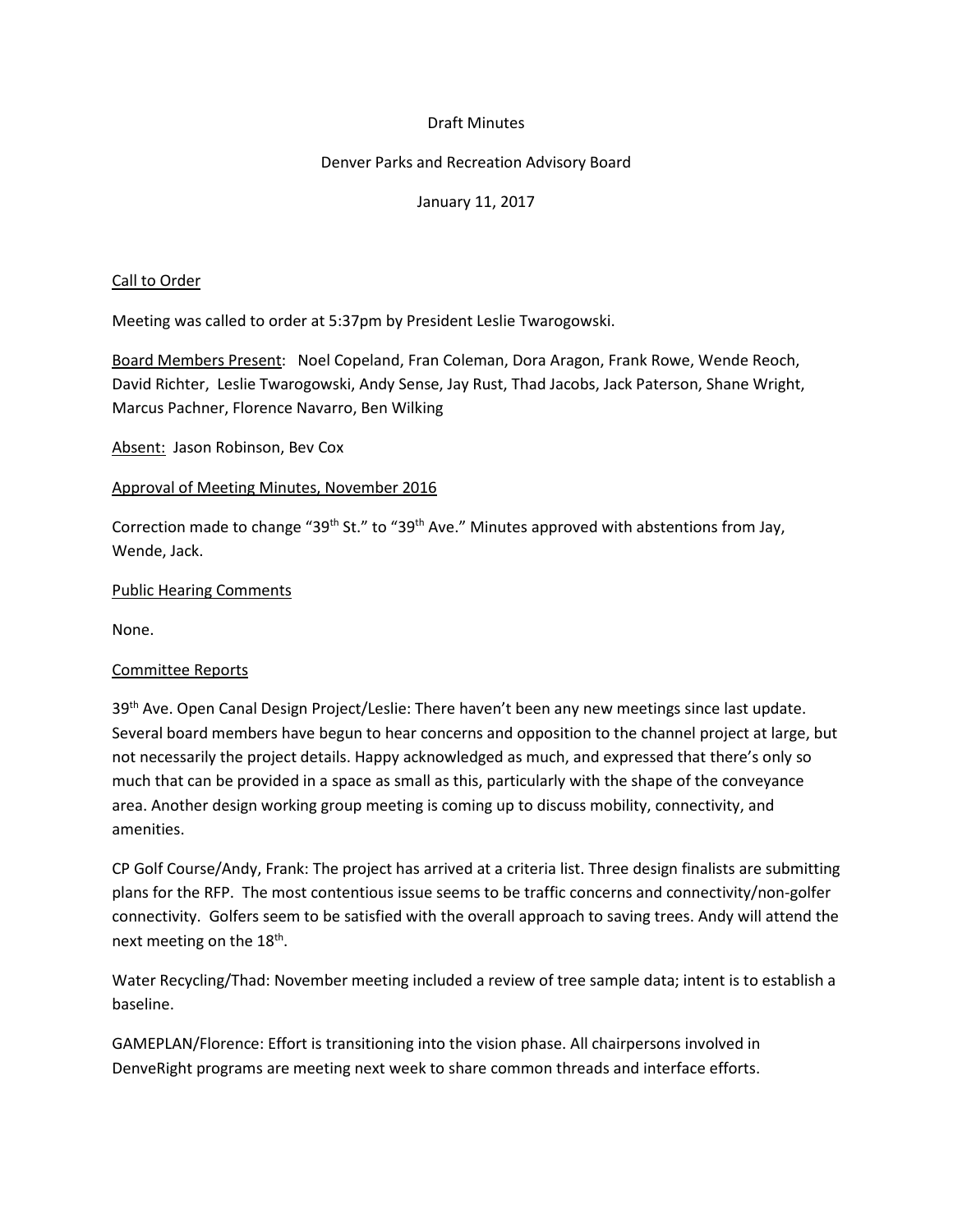Draft Minutes

Denver Parks and Recreation Advisory Board

January 11, 2017

Call to Order

Meeting was called to order at 5:37pm by President Leslie Twarogowski.

Board Members Present: Noel Copeland, Fran Coleman, Dora Aragon, Frank Rowe, Wende Reoch, David Richter, Leslie Twarogowski, Andy Sense, Jay Rust, Thad Jacobs, Jack Paterson, Shane Wright, Marcus Pachner, Florence Navarro, Ben Wilking

Absent: Jason Robinson, Bev Cox

Approval of Meeting Minutes, November 2016

Correction made to change "39th St." to "39th Ave." Minutes approved with abstentions from Jay, Wende, Jack.

Public Hearing Comments

None.

Committee Reports

39th Ave. Open Canal Design Project/Leslie: There haven't been any new meetings since last update. Several board members have begun to hear concerns and opposition to the channel project at large, but not necessarily the project details. Happy acknowledged as much, and expressed that there's only so much that can be provided in a space as small as this, particularly with the shape of the conveyance area. Another design working group meeting is coming up to discuss mobility, connectivity, and amenities.

CP Golf Course/Andy, Frank: The project has arrived at a criteria list. Three design finalists are submitting plans for the RFP. The most contentious issue seems to be traffic concerns and connectivity/non-golfer connectivity. Golfers seem to be satisfied with the overall approach to saving trees. Andy will attend the next meeting on the 18th.

Water Recycling/Thad: November meeting included a review of tree sample data; intent is to establish a baseline.

GAMEPLAN/Florence: Effort is transitioning into the vision phase. All chairpersons involved in DenveRight programs are meeting next week to share common threads and interface efforts.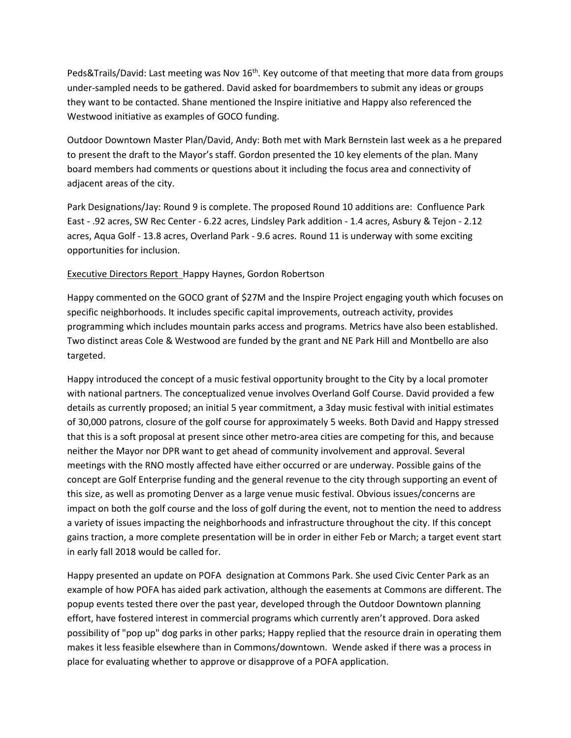Peds&Trails/David: Last meeting was Nov 16th. Key outcome of that meeting that more data from groups under-sampled needs to be gathered. David asked for boardmembers to submit any ideas or groups they want to be contacted. Shane mentioned the Inspire initiative and Happy also referenced the Westwood initiative as examples of GOCO funding.

Outdoor Downtown Master Plan/David, Andy: Both met with Mark Bernstein last week as a he prepared to present the draft to the Mayor's staff. Gordon presented the 10 key elements of the plan. Many board members had comments or questions about it including the focus area and connectivity of adjacent areas of the city.

Park Designations/Jay: Round 9 is complete. The proposed Round 10 additions are: Confluence Park East - .92 acres, SW Rec Center - 6.22 acres, Lindsley Park addition - 1.4 acres, Asbury & Tejon - 2.12 acres, Aqua Golf - 13.8 acres, Overland Park - 9.6 acres. Round 11 is underway with some exciting opportunities for inclusion.

<u>Executive Directors Report</u> Happy Haynes, Gordon Robertson

Happy commented on the GOCO grant of $27M and the Inspire Project engaging youth which focuses on specific neighborhoods. It includes specific capital improvements, outreach activity, provides programming which includes mountain parks access and programs. Metrics have also been established. Two distinct areas Cole & Westwood are funded by the grant and NE Park Hill and Montbello are also targeted.

Happy introduced the concept of a music festival opportunity brought to the City by a local promoter with national partners. The conceptualized venue involves Overland Golf Course. David provided a few details as currently proposed; an initial 5 year commitment, a 3day music festival with initial estimates of 30,000 patrons, closure of the golf course for approximately 5 weeks. Both David and Happy stressed that this is a soft proposal at present since other metro-area cities are competing for this, and because neither the Mayor nor DPR want to get ahead of community involvement and approval. Several meetings with the RNO mostly affected have either occurred or are underway. Possible gains of the concept are Golf Enterprise funding and the general revenue to the city through supporting an event of this size, as well as promoting Denver as a large venue music festival. Obvious issues/concerns are impact on both the golf course and the loss of golf during the event, not to mention the need to address a variety of issues impacting the neighborhoods and infrastructure throughout the city. If this concept gains traction, a more complete presentation will be in order in either Feb or March; a target event start in early fall 2018 would be called for.

Happy presented an update on POFA designation at Commons Park. She used Civic Center Park as an example of how POFA has aided park activation, although the easements at Commons are different. The popup events tested there over the past year, developed through the Outdoor Downtown planning effort, have fostered interest in commercial programs which currently aren't approved. Dora asked possibility of "pop up" dog parks in other parks; Happy replied that the resource drain in operating them makes it less feasible elsewhere than in Commons/downtown. Wende asked if there was a process in place for evaluating whether to approve or disapprove of a POFA application.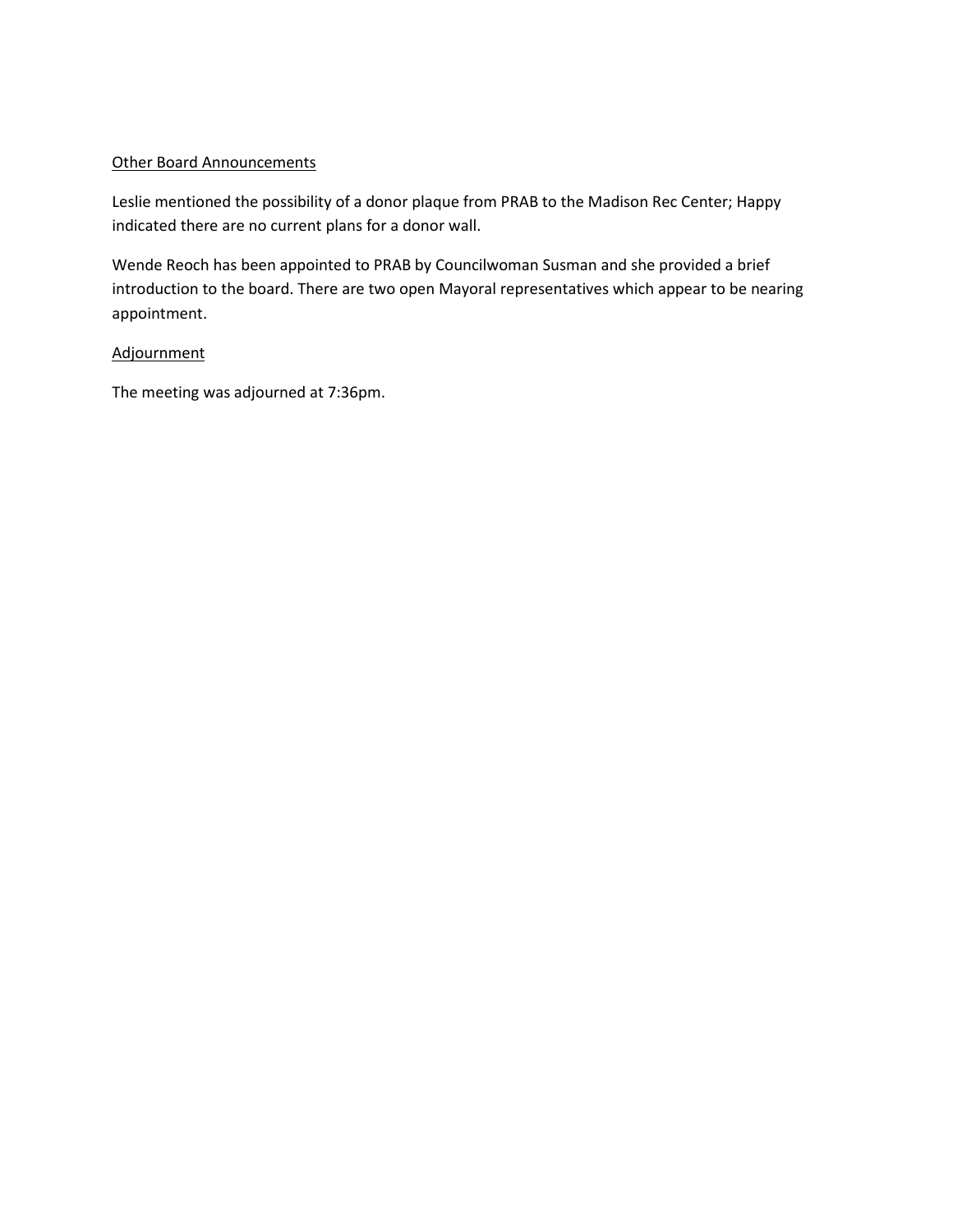Other Board Announcements

Leslie mentioned the possibility of a donor plaque from PRAB to the Madison Rec Center; Happy indicated there are no current plans for a donor wall.

Wende Reoch has been appointed to PRAB by Councilwoman Susman and she provided a brief introduction to the board. There are two open Mayoral representatives which appear to be nearing appointment.

Adjournment

The meeting was adjourned at 7:36pm.